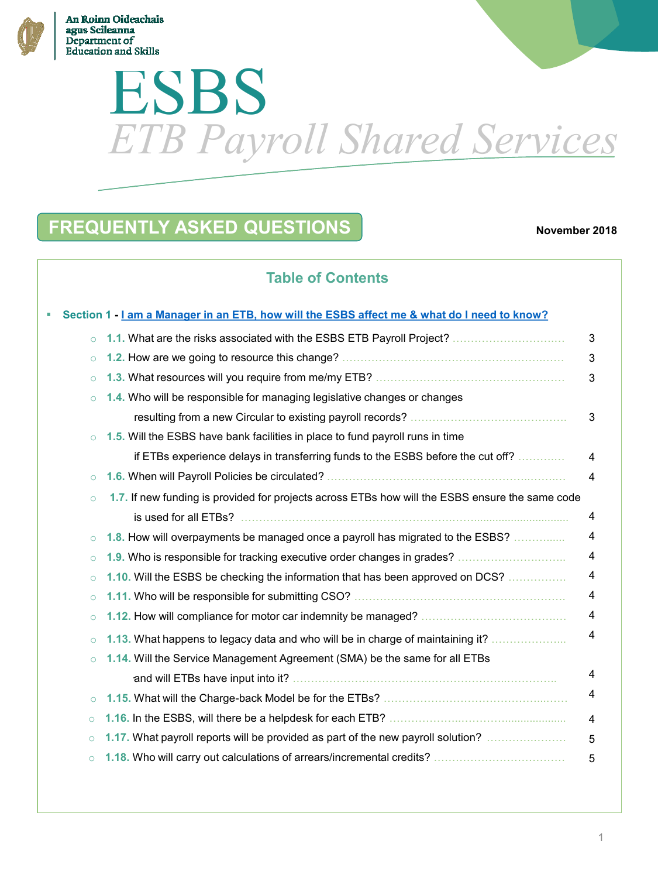An Roinn Oideachais agus Scileanna
Department of Education and Skills

# ESBS

## *ETB Payroll Shared Services*

## FREQUENTLY ASKED QUESTIONS

**November 2018**

### Table of Contents

- **Section 1 - I am a Manager in an ETB, how will the ESBS affect me & what do I need to know?**
  - **1.1.** What are the risks associated with the ESBS ETB Payroll Project? ........ 3
  - **1.2.** How are we going to resource this change? ........ 3
  - **1.3.** What resources will you require from me/my ETB? ........ 3
  - **1.4.** Who will be responsible for managing legislative changes or changes resulting from a new Circular to existing payroll records? ........ 3
  - **1.5.** Will the ESBS have bank facilities in place to fund payroll runs in time if ETBs experience delays in transferring funds to the ESBS before the cut off? ........ 4
  - **1.6.** When will Payroll Policies be circulated? ........ 4
  - **1.7.** If new funding is provided for projects across ETBs how will the ESBS ensure the same code is used for all ETBs? ........ 4
  - **1.8.** How will overpayments be managed once a payroll has migrated to the ESBS? ........ 4
  - **1.9.** Who is responsible for tracking executive order changes in grades? ........ 4
  - **1.10.** Will the ESBS be checking the information that has been approved on DCS? ........ 4
  - **1.11.** Who will be responsible for submitting CSO? ........ 4
  - **1.12.** How will compliance for motor car indemnity be managed? ........ 4
  - **1.13.** What happens to legacy data and who will be in charge of maintaining it? ........ 4
  - **1.14.** Will the Service Management Agreement (SMA) be the same for all ETBs and will ETBs have input into it? ........ 4
  - **1.15.** What will the Charge-back Model be for the ETBs? ........ 4
  - **1.16.** In the ESBS, will there be a helpdesk for each ETB? ........ 4
  - **1.17.** What payroll reports will be provided as part of the new payroll solution? ........ 5
  - **1.18.** Who will carry out calculations of arrears/incremental credits? ........ 5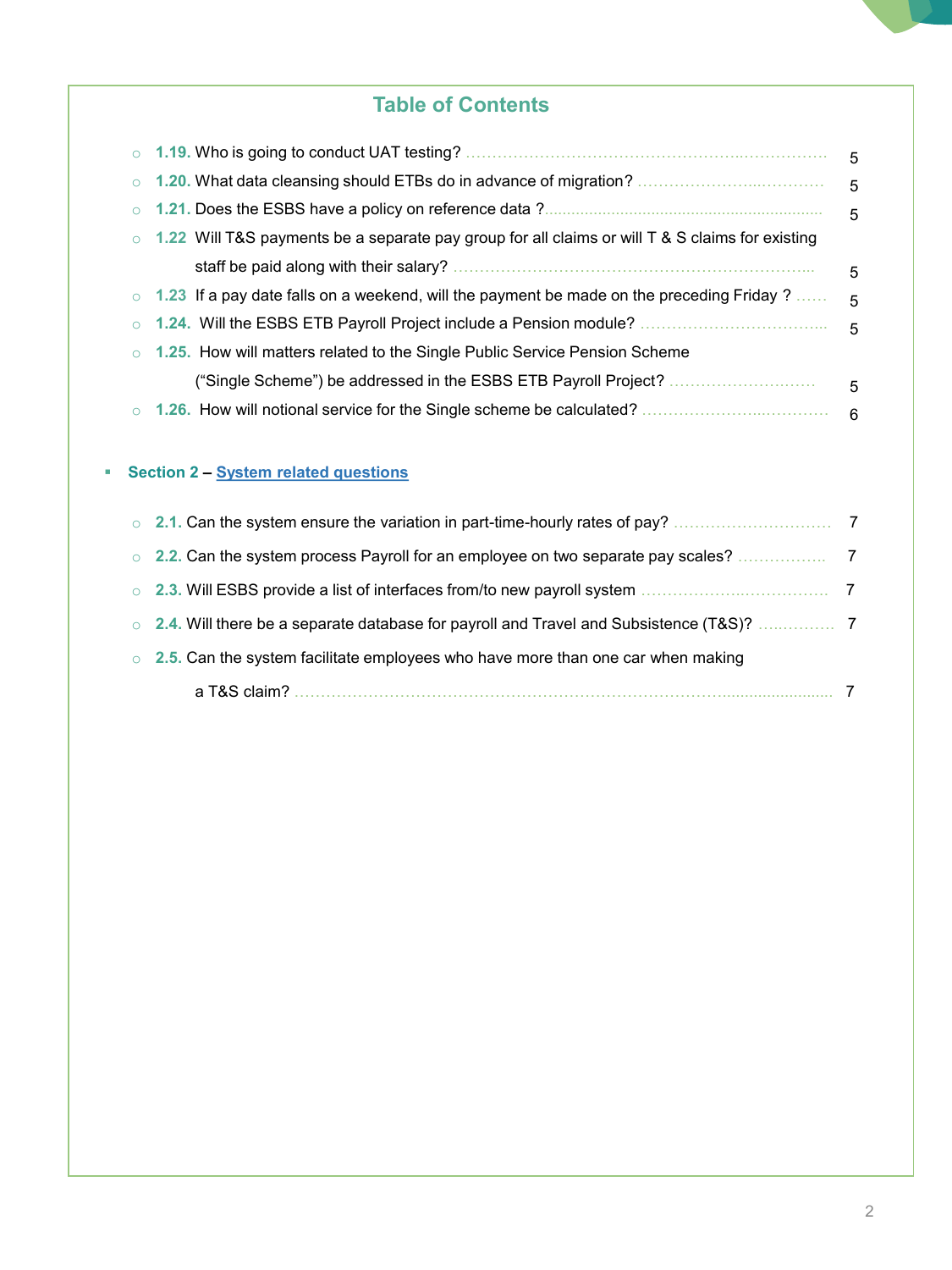## Table of Contents

- **1.19.** Who is going to conduct UAT testing? ........................................ 5
- **1.20.** What data cleansing should ETBs do in advance of migration? ........................................ 5
- **1.21.** Does the ESBS have a policy on reference data ?........................................ 5
- **1.22** Will T&S payments be a separate pay group for all claims or will T & S claims for existing staff be paid along with their salary? ........................................ 5
- **1.23** If a pay date falls on a weekend, will the payment be made on the preceding Friday ? ...... 5
- **1.24.** Will the ESBS ETB Payroll Project include a Pension module? ........................................ 5
- **1.25.** How will matters related to the Single Public Service Pension Scheme ("Single Scheme") be addressed in the ESBS ETB Payroll Project? ........................................ 5
- **1.26.** How will notional service for the Single scheme be calculated? ........................................ 6

**Section 2 – System related questions**

- **2.1.** Can the system ensure the variation in part-time-hourly rates of pay? ........................................ 7
- **2.2.** Can the system process Payroll for an employee on two separate pay scales? ........................................ 7
- **2.3.** Will ESBS provide a list of interfaces from/to new payroll system ........................................ 7
- **2.4.** Will there be a separate database for payroll and Travel and Subsistence (T&S)? ........................................ 7
- **2.5.** Can the system facilitate employees who have more than one car when making a T&S claim? ........................................ 7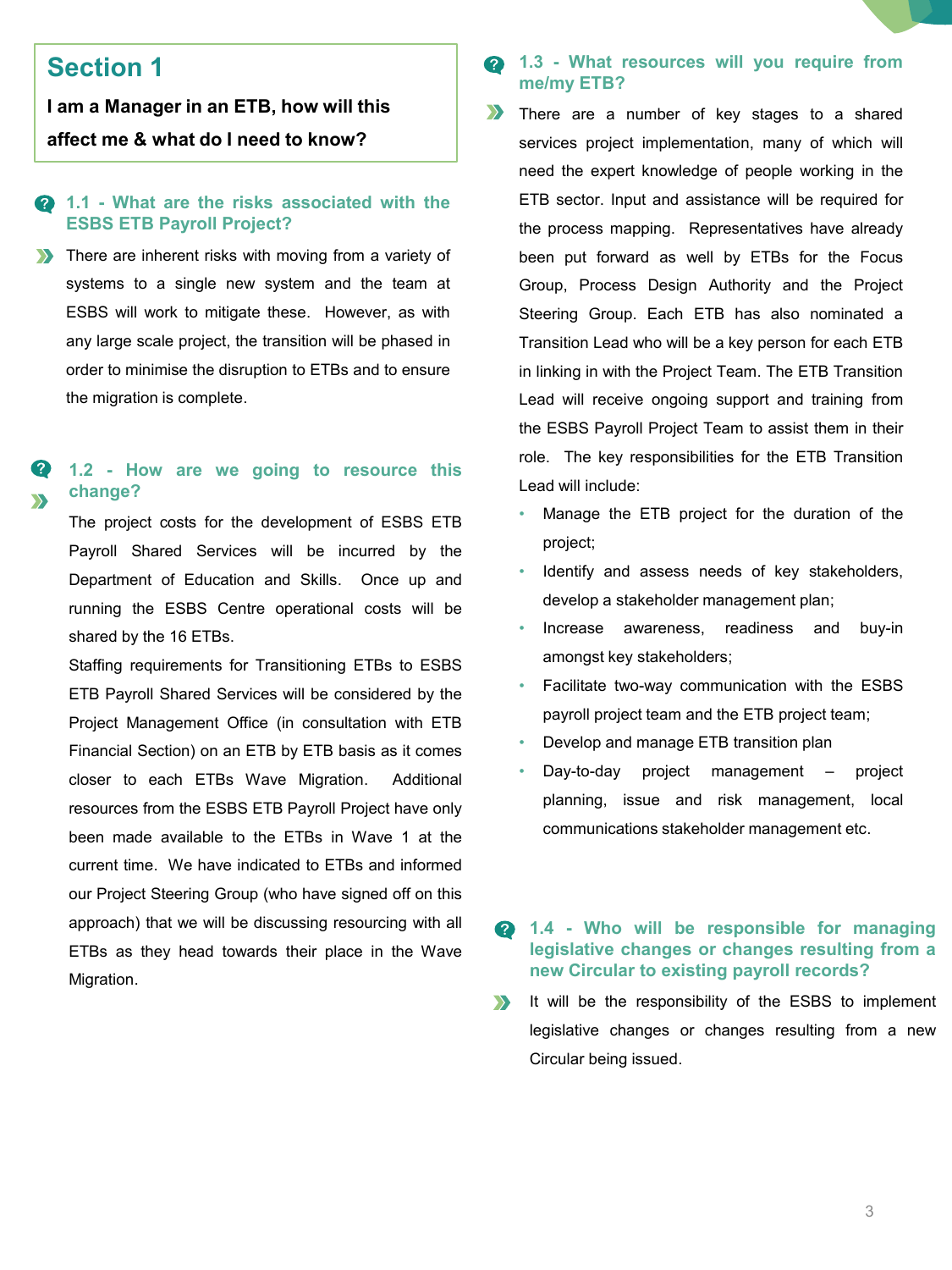## Section 1

**I am a Manager in an ETB, how will this affect me & what do I need to know?**

### 1.1 - What are the risks associated with the ESBS ETB Payroll Project?

There are inherent risks with moving from a variety of systems to a single new system and the team at ESBS will work to mitigate these. However, as with any large scale project, the transition will be phased in order to minimise the disruption to ETBs and to ensure the migration is complete.

### 1.2 - How are we going to resource this change?

The project costs for the development of ESBS ETB Payroll Shared Services will be incurred by the Department of Education and Skills. Once up and running the ESBS Centre operational costs will be shared by the 16 ETBs.

Staffing requirements for Transitioning ETBs to ESBS ETB Payroll Shared Services will be considered by the Project Management Office (in consultation with ETB Financial Section) on an ETB by ETB basis as it comes closer to each ETBs Wave Migration. Additional resources from the ESBS ETB Payroll Project have only been made available to the ETBs in Wave 1 at the current time. We have indicated to ETBs and informed our Project Steering Group (who have signed off on this approach) that we will be discussing resourcing with all ETBs as they head towards their place in the Wave Migration.

### 1.3 - What resources will you require from me/my ETB?

There are a number of key stages to a shared services project implementation, many of which will need the expert knowledge of people working in the ETB sector. Input and assistance will be required for the process mapping. Representatives have already been put forward as well by ETBs for the Focus Group, Process Design Authority and the Project Steering Group. Each ETB has also nominated a Transition Lead who will be a key person for each ETB in linking in with the Project Team. The ETB Transition Lead will receive ongoing support and training from the ESBS Payroll Project Team to assist them in their role. The key responsibilities for the ETB Transition Lead will include:

- Manage the ETB project for the duration of the project;
- Identify and assess needs of key stakeholders, develop a stakeholder management plan;
- Increase awareness, readiness and buy-in amongst key stakeholders;
- Facilitate two-way communication with the ESBS payroll project team and the ETB project team;
- Develop and manage ETB transition plan
- Day-to-day project management – project planning, issue and risk management, local communications stakeholder management etc.

### 1.4 - Who will be responsible for managing legislative changes or changes resulting from a new Circular to existing payroll records?

It will be the responsibility of the ESBS to implement legislative changes or changes resulting from a new Circular being issued.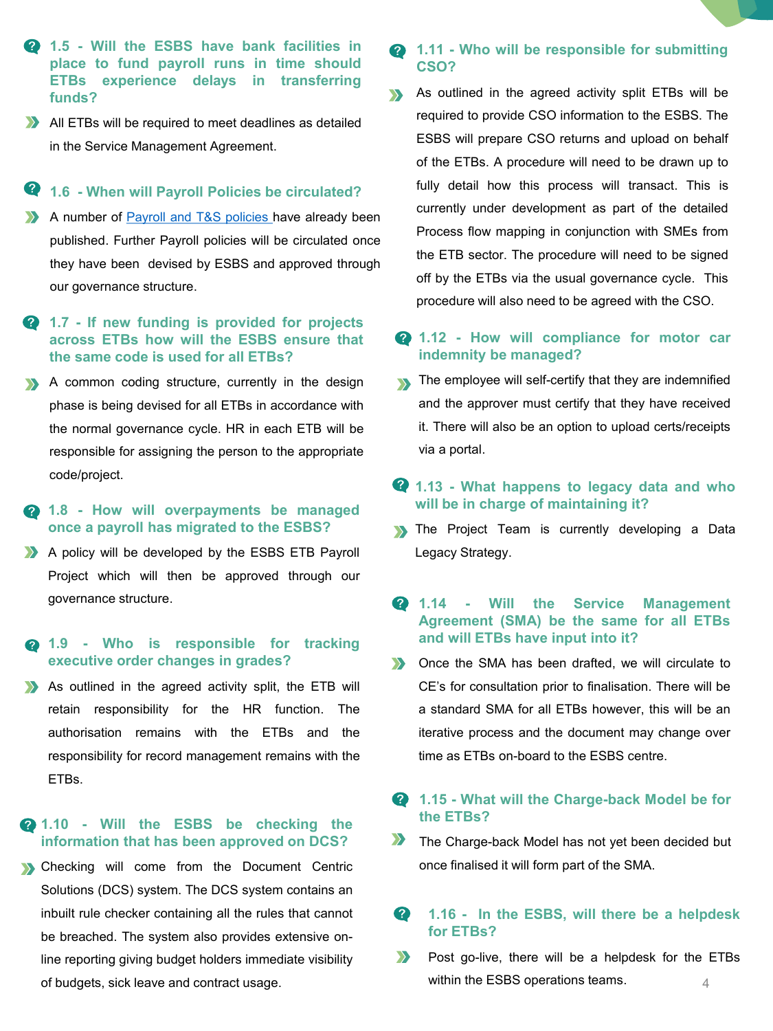### 1.5 - Will the ESBS have bank facilities in place to fund payroll runs in time should ETBs experience delays in transferring funds?

All ETBs will be required to meet deadlines as detailed in the Service Management Agreement.

### 1.6 - When will Payroll Policies be circulated?

A number of [Payroll and T&S policies](#) have already been published. Further Payroll policies will be circulated once they have been devised by ESBS and approved through our governance structure.

### 1.7 - If new funding is provided for projects across ETBs how will the ESBS ensure that the same code is used for all ETBs?

A common coding structure, currently in the design phase is being devised for all ETBs in accordance with the normal governance cycle. HR in each ETB will be responsible for assigning the person to the appropriate code/project.

### 1.8 - How will overpayments be managed once a payroll has migrated to the ESBS?

A policy will be developed by the ESBS ETB Payroll Project which will then be approved through our governance structure.

### 1.9 - Who is responsible for tracking executive order changes in grades?

As outlined in the agreed activity split, the ETB will retain responsibility for the HR function. The authorisation remains with the ETBs and the responsibility for record management remains with the ETBs.

### 1.10 - Will the ESBS be checking the information that has been approved on DCS?

Checking will come from the Document Centric Solutions (DCS) system. The DCS system contains an inbuilt rule checker containing all the rules that cannot be breached. The system also provides extensive on-line reporting giving budget holders immediate visibility of budgets, sick leave and contract usage.

### 1.11 - Who will be responsible for submitting CSO?

As outlined in the agreed activity split ETBs will be required to provide CSO information to the ESBS. The ESBS will prepare CSO returns and upload on behalf of the ETBs. A procedure will need to be drawn up to fully detail how this process will transact. This is currently under development as part of the detailed Process flow mapping in conjunction with SMEs from the ETB sector. The procedure will need to be signed off by the ETBs via the usual governance cycle. This procedure will also need to be agreed with the CSO.

### 1.12 - How will compliance for motor car indemnity be managed?

The employee will self-certify that they are indemnified and the approver must certify that they have received it. There will also be an option to upload certs/receipts via a portal.

### 1.13 - What happens to legacy data and who will be in charge of maintaining it?

The Project Team is currently developing a Data Legacy Strategy.

### 1.14 - Will the Service Management Agreement (SMA) be the same for all ETBs and will ETBs have input into it?

Once the SMA has been drafted, we will circulate to CE's for consultation prior to finalisation. There will be a standard SMA for all ETBs however, this will be an iterative process and the document may change over time as ETBs on-board to the ESBS centre.

### 1.15 - What will the Charge-back Model be for the ETBs?

The Charge-back Model has not yet been decided but once finalised it will form part of the SMA.

### 1.16 - In the ESBS, will there be a helpdesk for ETBs?

Post go-live, there will be a helpdesk for the ETBs within the ESBS operations teams.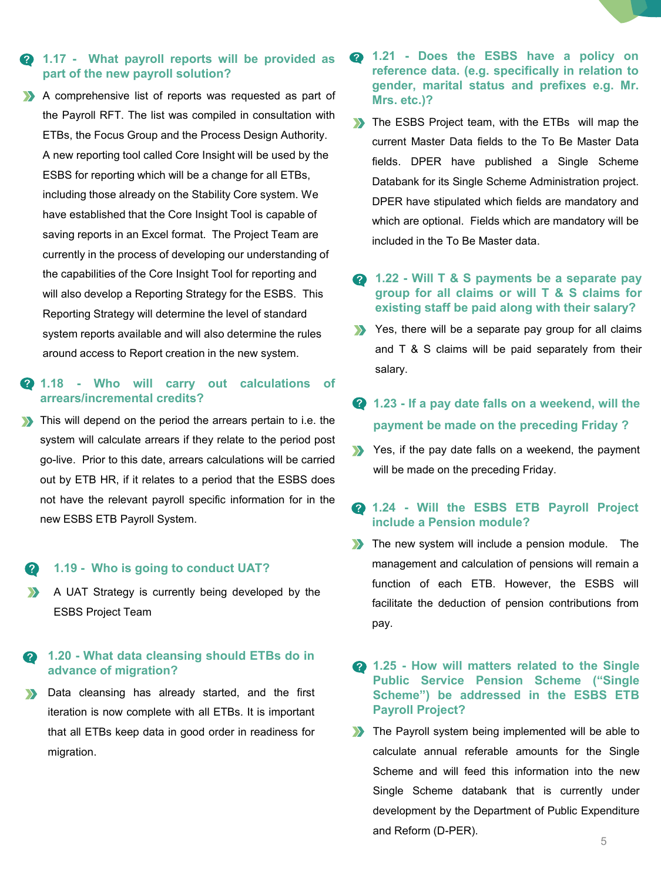### 1.17 - What payroll reports will be provided as part of the new payroll solution?

A comprehensive list of reports was requested as part of the Payroll RFT. The list was compiled in consultation with ETBs, the Focus Group and the Process Design Authority. A new reporting tool called Core Insight will be used by the ESBS for reporting which will be a change for all ETBs, including those already on the Stability Core system. We have established that the Core Insight Tool is capable of saving reports in an Excel format. The Project Team are currently in the process of developing our understanding of the capabilities of the Core Insight Tool for reporting and will also develop a Reporting Strategy for the ESBS. This Reporting Strategy will determine the level of standard system reports available and will also determine the rules around access to Report creation in the new system.

### 1.18 - Who will carry out calculations of arrears/incremental credits?

This will depend on the period the arrears pertain to i.e. the system will calculate arrears if they relate to the period post go-live. Prior to this date, arrears calculations will be carried out by ETB HR, if it relates to a period that the ESBS does not have the relevant payroll specific information for in the new ESBS ETB Payroll System.

### 1.19 - Who is going to conduct UAT?

A UAT Strategy is currently being developed by the ESBS Project Team

### 1.20 - What data cleansing should ETBs do in advance of migration?

Data cleansing has already started, and the first iteration is now complete with all ETBs. It is important that all ETBs keep data in good order in readiness for migration.

### 1.21 - Does the ESBS have a policy on reference data. (e.g. specifically in relation to gender, marital status and prefixes e.g. Mr. Mrs. etc.)?

The ESBS Project team, with the ETBs will map the current Master Data fields to the To Be Master Data fields. DPER have published a Single Scheme Databank for its Single Scheme Administration project. DPER have stipulated which fields are mandatory and which are optional. Fields which are mandatory will be included in the To Be Master data.

### 1.22 - Will T & S payments be a separate pay group for all claims or will T & S claims for existing staff be paid along with their salary?

Yes, there will be a separate pay group for all claims and T & S claims will be paid separately from their salary.

### 1.23 - If a pay date falls on a weekend, will the payment be made on the preceding Friday ?

Yes, if the pay date falls on a weekend, the payment will be made on the preceding Friday.

### 1.24 - Will the ESBS ETB Payroll Project include a Pension module?

The new system will include a pension module. The management and calculation of pensions will remain a function of each ETB. However, the ESBS will facilitate the deduction of pension contributions from pay.

### 1.25 - How will matters related to the Single Public Service Pension Scheme ("Single Scheme") be addressed in the ESBS ETB Payroll Project?

The Payroll system being implemented will be able to calculate annual referable amounts for the Single Scheme and will feed this information into the new Single Scheme databank that is currently under development by the Department of Public Expenditure and Reform (D-PER).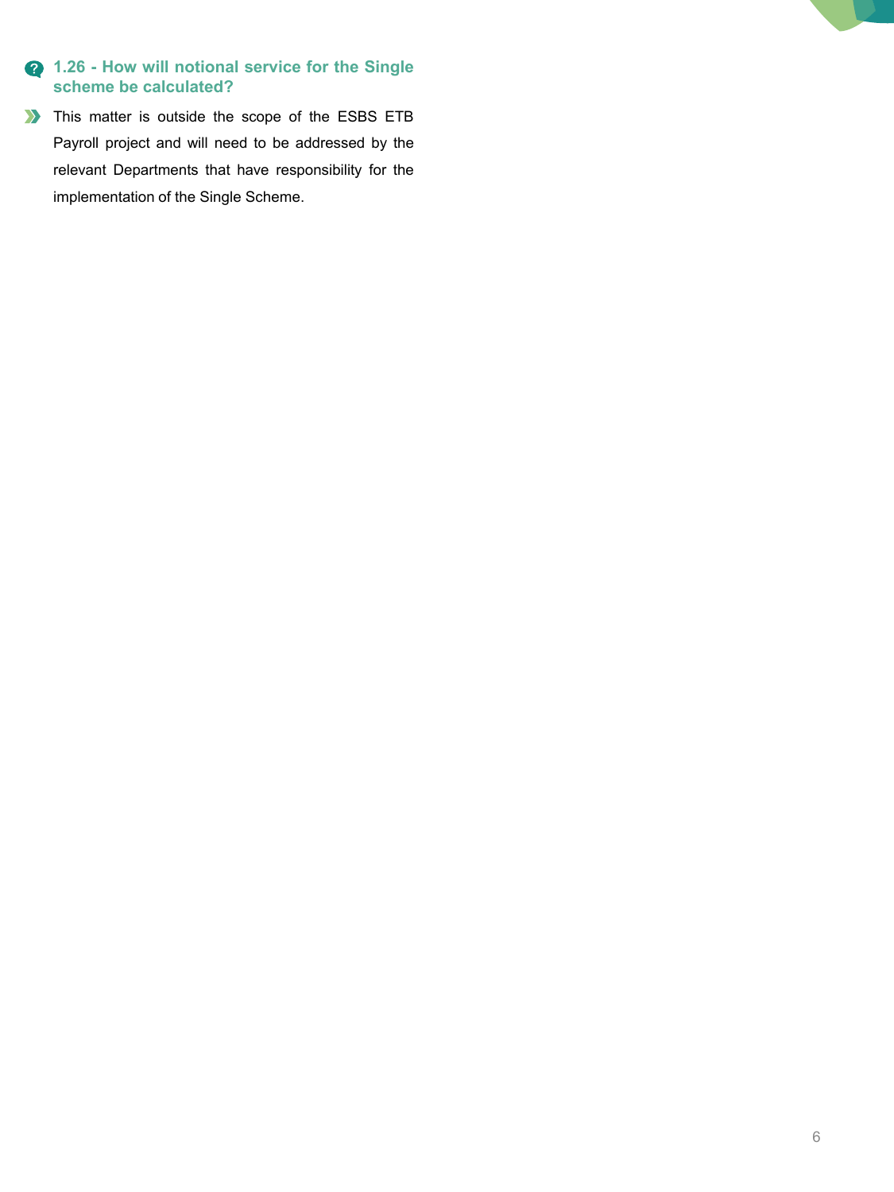### 1.26 - How will notional service for the Single scheme be calculated?

This matter is outside the scope of the ESBS ETB Payroll project and will need to be addressed by the relevant Departments that have responsibility for the implementation of the Single Scheme.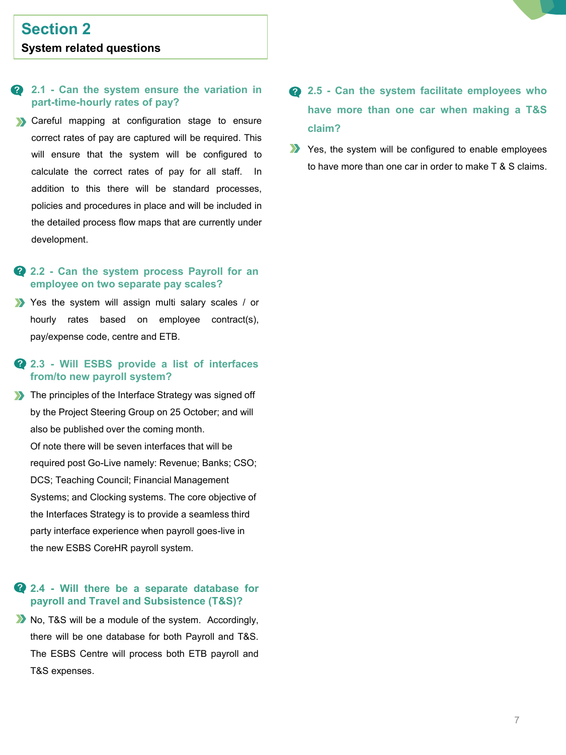# Section 2

**System related questions**

### 2.1 - Can the system ensure the variation in part-time-hourly rates of pay?

Careful mapping at configuration stage to ensure correct rates of pay are captured will be required. This will ensure that the system will be configured to calculate the correct rates of pay for all staff. In addition to this there will be standard processes, policies and procedures in place and will be included in the detailed process flow maps that are currently under development.

### 2.2 - Can the system process Payroll for an employee on two separate pay scales?

Yes the system will assign multi salary scales / or hourly rates based on employee contract(s), pay/expense code, centre and ETB.

### 2.3 - Will ESBS provide a list of interfaces from/to new payroll system?

The principles of the Interface Strategy was signed off by the Project Steering Group on 25 October; and will also be published over the coming month.
Of note there will be seven interfaces that will be required post Go-Live namely: Revenue; Banks; CSO; DCS; Teaching Council; Financial Management Systems; and Clocking systems. The core objective of the Interfaces Strategy is to provide a seamless third party interface experience when payroll goes-live in the new ESBS CoreHR payroll system.

### 2.4 - Will there be a separate database for payroll and Travel and Subsistence (T&S)?

No, T&S will be a module of the system. Accordingly, there will be one database for both Payroll and T&S. The ESBS Centre will process both ETB payroll and T&S expenses.

### 2.5 - Can the system facilitate employees who have more than one car when making a T&S claim?

Yes, the system will be configured to enable employees to have more than one car in order to make T & S claims.